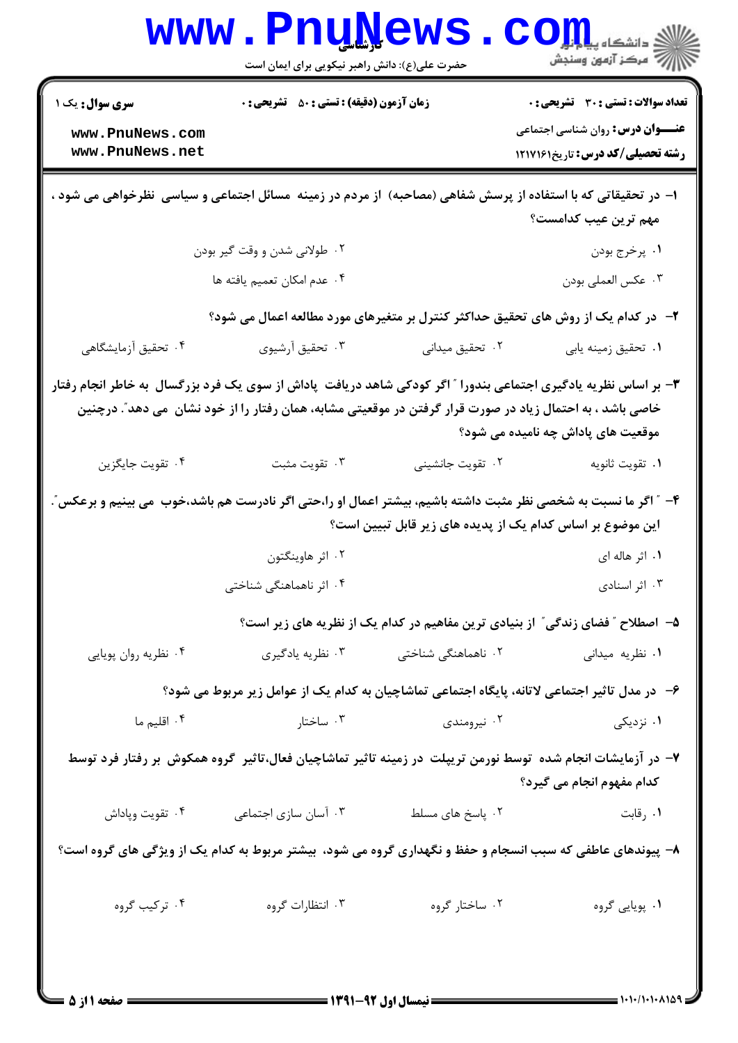**سری سوال:** یک ۱

**زمان آزمون (دقیقه) : تستی : ۵۰ تشریحی : ۰**

**تعداد سوالات : تستی : ۳۰ تشریحی : ۰**

**عنـــوان درس:** روان شناسی اجتماعی

**رشته تحصیلی/کد درس:** تاریخ۱۲۱۷۱۶۱

۱- در تحقیقاتی که با استفاده از پرسش شفاهی (مصاحبه) از مردم در زمینه مسائل اجتماعی و سیاسی نظرخواهی می شود ، مهم ترین عیب کدامست؟

۱. پرخرج بودن
۲. طولانی شدن و وقت گیر بودن
۳. عکس العملی بودن
۴. عدم امکان تعمیم یافته ها

۲- در کدام یک از روش های تحقیق حداکثر کنترل بر متغیرهای مورد مطالعه اعمال می شود؟

۱. تحقیق زمینه یابی
۲. تحقیق میدانی
۳. تحقیق آرشیوی
۴. تحقیق آزمایشگاهی

۳- بر اساس نظریه یادگیری اجتماعی بندورا " اگر کودکی شاهد دریافت پاداش از سوی یک فرد بزرگسال به خاطر انجام رفتار خاصی باشد ، به احتمال زیاد در صورت قرار گرفتن در موقعیتی مشابه، همان رفتار را از خود نشان می دهد". درچنین موقعیت های پاداش چه نامیده می شود؟

۱. تقویت ثانویه
۲. تقویت جانشینی
۳. تقویت مثبت
۴. تقویت جایگزین

۴- " اگر ما نسبت به شخصی نظر مثبت داشته باشیم، بیشتر اعمال او را،حتی اگر نادرست هم باشد،خوب می بینیم و برعکس".
این موضوع بر اساس کدام یک از پدیده های زیر قابل تبیین است؟

۱. اثر هاله ای
۲. اثر هاوینگتون
۳. اثر اسنادی
۴. اثر ناهماهنگی شناختی

۵- اصطلاح " فضای زندگی" از بنیادی ترین مفاهیم در کدام یک از نظریه های زیر است؟

۱. نظریه میدانی
۲. ناهماهنگی شناختی
۳. نظریه یادگیری
۴. نظریه روان پویایی

۶- در مدل تاثیر اجتماعی لاتانه، پایگاه اجتماعی تماشاچیان به کدام یک از عوامل زیر مربوط می شود؟

۱. نزدیکی
۲. نیرومندی
۳. ساختار
۴. اقلیم ما

۷- در آزمایشات انجام شده توسط نورمن تریپلت در زمینه تاثیر تماشاچیان فعال،تاثیر گروه همکوش بر رفتار فرد توسط کدام مفهوم انجام می گیرد؟

۱. رقابت
۲. پاسخ های مسلط
۳. آسان سازی اجتماعی
۴. تقویت وپاداش

۸- پیوندهای عاطفی که سبب انسجام و حفظ و نگهداری گروه می شود، بیشتر مربوط به کدام یک از ویژگی های گروه است؟

۱. پویایی گروه
۲. ساختار گروه
۳. انتظارات گروه
۴. ترکیب گروه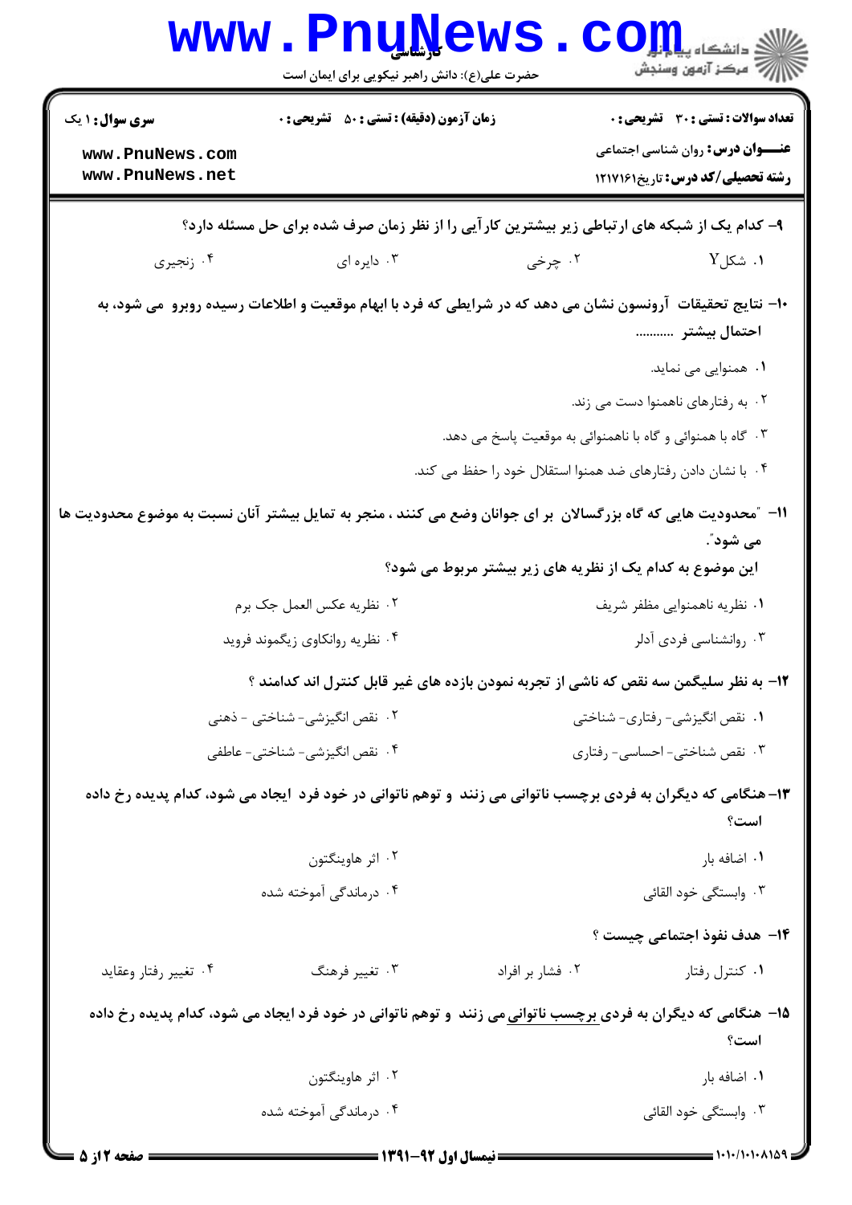**سری سوال:** ۱ یک | **زمان آزمون (دقیقه) : تستی :** ۵۰ **تشریحی :** ۰ | **تعداد سوالات : تستی :** ۳۰ **تشریحی :** ۰

**عنـــوان درس:** روان شناسی اجتماعی

**رشته تحصیلی/کد درس:** تاریخ۱۲۱۷۱۶۱

**۹- کدام یک از شبکه های ارتباطی زیر بیشترین کارآیی را از نظر زمان صرف شده برای حل مسئله دارد؟**

۱. شکلY
۲. چرخی
۳. دایره ای
۴. زنجیری

**۱۰- نتایج تحقیقات آرونسون نشان می دهد که در شرایطی که فرد با ابهام موقعیت و اطلاعات رسیده روبرو می شود، به احتمال بیشتر ..........**

۱. همنوایی می نماید.
۲. به رفتارهای ناهمنوا دست می زند.
۳. گاه با همنوائی و گاه با ناهمنوائی به موقعیت پاسخ می دهد.
۴. با نشان دادن رفتارهای ضد همنوا استقلال خود را حفظ می کند.

**۱۱- "محدودیت هایی که گاه بزرگسالان بر ای جوانان وضع می کنند ، منجر به تمایل بیشتر آنان نسبت به موضوع محدودیت ها می شود".**
**این موضوع به کدام یک از نظریه های زیر بیشتر مربوط می شود؟**

۱. نظریه ناهمنوایی مظفر شریف
۲. نظریه عکس العمل جک برم
۳. روانشناسی فردی آدلر
۴. نظریه روانکاوی زیگموند فروید

**۱۲- به نظر سلیگمن سه نقص که ناشی از تجربه نمودن بازده های غیر قابل کنترل اند کدامند ؟**

۱. نقص انگیزشی- رفتاری- شناختی
۲. نقص انگیزشی- شناختی - ذهنی
۳. نقص شناختی- احساسی- رفتاری
۴. نقص انگیزشی- شناختی- عاطفی

**۱۳- هنگامی که دیگران به فردی برچسب ناتوانی می زنند و توهم ناتوانی در خود فرد ایجاد می شود، کدام پدیده رخ داده است؟**

۱. اضافه بار
۲. اثر هاوینگتون
۳. وابستگی خود القائی
۴. درماندگی آموخته شده

**۱۴- هدف نفوذ اجتماعی چیست ؟**

۱. کنترل رفتار
۲. فشار بر افراد
۳. تغییر فرهنگ
۴. تغییر رفتار وعقاید

**۱۵- هنگامی که دیگران به فردی برچسب ناتوانی می زنند و توهم ناتوانی در خود فرد ایجاد می شود، کدام پدیده رخ داده است؟**

۱. اضافه بار
۲. اثر هاوینگتون
۳. وابستگی خود القائی
۴. درماندگی آموخته شده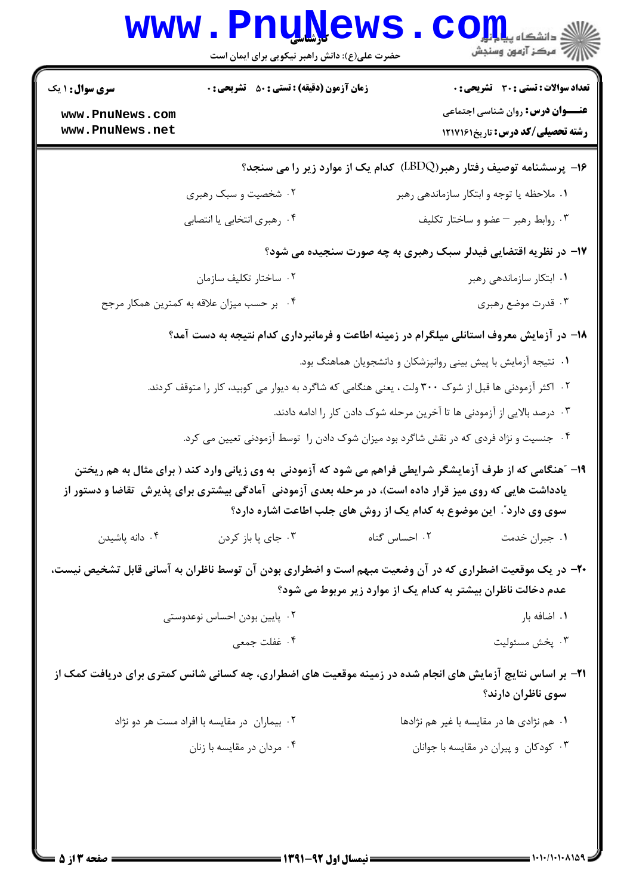۱۶- پرسشنامه توصیف رفتار رهبر(LBDQ) کدام یک از موارد زیر را می سنجد؟

۱. ملاحظه یا توجه و ابتکار سازماندهی رهبر

۲. شخصیت و سبک رهبری

۳. روابط رهبر – عضو و ساختار تکلیف

۴. رهبری انتخابی یا انتصابی

۱۷- در نظریه اقتضایی فیدلر سبک رهبری به چه صورت سنجیده می شود؟

۱. ابتکار سازماندهی رهبر

۲. ساختار تکلیف سازمان

۳. قدرت موضع رهبری

۴. بر حسب میزان علاقه به کمترین همکار مرجح

۱۸- در آزمایش معروف استانلی میلگرام در زمینه اطاعت و فرمانبرداری کدام نتیجه به دست آمد؟

۱. نتیجه آزمایش با پیش بینی روانپزشکان و دانشجویان هماهنگ بود.

۲. اکثر آزمودنی ها قبل از شوک ۳۰۰ ولت ، یعنی هنگامی که شاگرد به دیوار می کوبید، کار را متوقف کردند.

۳. درصد بالایی از آزمودنی ها تا آخرین مرحله شوک دادن کار را ادامه دادند.

۴. جنسیت و نژاد فردی که در نقش شاگرد بود میزان شوک دادن را توسط آزمودنی تعیین می کرد.

۱۹- "هنگامی که از طرف آزمایشگر شرایطی فراهم می شود که آزمودنی به وی زیانی وارد کند ( برای مثال به هم ریختن یادداشت هایی که روی میز قرار داده است)، در مرحله بعدی آزمودنی آمادگی بیشتری برای پذیرش تقاضا و دستور از سوی وی دارد". این موضوع به کدام یک از روش های جلب اطاعت اشاره دارد؟

۱. جبران خدمت

۲. احساس گناه

۳. جای پا باز کردن

۴. دانه پاشیدن

۲۰- در یک موقعیت اضطراری که در آن وضعیت مبهم است و اضطراری بودن آن توسط ناظران به آسانی قابل تشخیص نیست، عدم دخالت ناظران بیشتر به کدام یک از موارد زیر مربوط می شود؟

۱. اضافه بار

۲. پایین بودن احساس نوعدوستی

۳. پخش مسئولیت

۴. غفلت جمعی

۲۱- بر اساس نتایج آزمایش های انجام شده در زمینه موقعیت های اضطراری، چه کسانی شانس کمتری برای دریافت کمک از سوی ناظران دارند؟

۱. هم نژادی ها در مقایسه با غیر هم نژادها

۲. بیماران در مقایسه با افراد مست هر دو نژاد

۳. کودکان و پیران در مقایسه با جوانان

۴. مردان در مقایسه با زنان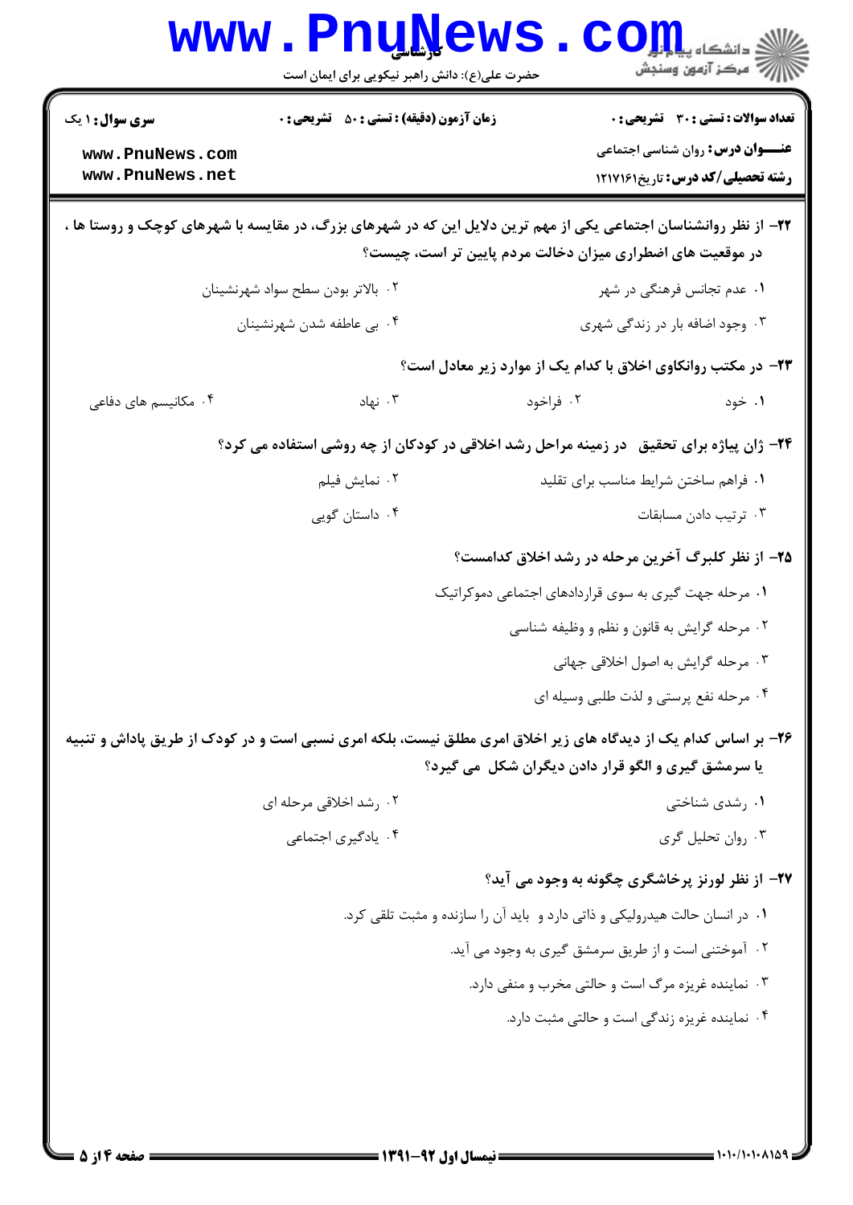**سری سوال:** ۱ یک | **زمان آزمون (دقیقه) : تستی :** ۵۰ **تشریحی :** ۰ | **تعداد سوالات : تستی :** ۳۰ **تشریحی :** ۰

**عنـــوان درس:** روان شناسی اجتماعی

**رشته تحصیلی/کد درس:** تاریخ۱۲۱۷۱۶۱

**۲۲- از نظر روانشناسان اجتماعی یکی از مهم ترین دلایل این که در شهرهای بزرگ، در مقایسه با شهرهای کوچک و روستا ها ، در موقعیت های اضطراری میزان دخالت مردم پایین تر است، چیست؟**

۱. عدم تجانس فرهنگی در شهر

۲. بالاتر بودن سطح سواد شهرنشینان

۳. وجود اضافه بار در زندگی شهری

۴. بی عاطفه شدن شهرنشینان

**۲۳- در مکتب روانکاوی اخلاق با کدام یک از موارد زیر معادل است؟**

۱. خود

۲. فراخود

۳. نهاد

۴. مکانیسم های دفاعی

**۲۴- ژان پیاژه برای تحقیق در زمینه مراحل رشد اخلاقی در کودکان از چه روشی استفاده می کرد؟**

۱. فراهم ساختن شرایط مناسب برای تقلید

۲. نمایش فیلم

۳. ترتیب دادن مسابقات

۴. داستان گویی

**۲۵- از نظر کلبرگ آخرین مرحله در رشد اخلاق کدامست؟**

۱. مرحله جهت گیری به سوی قراردادهای اجتماعی دموکراتیک

۲. مرحله گرایش به قانون و نظم و وظیفه شناسی

۳. مرحله گرایش به اصول اخلاقی جهانی

۴. مرحله نفع پرستی و لذت طلبی وسیله ای

**۲۶- بر اساس کدام یک از دیدگاه های زیر اخلاق امری مطلق نیست، بلکه امری نسبی است و در کودک از طریق پاداش و تنبیه یا سرمشق گیری و الگو قرار دادن دیگران شکل می گیرد؟**

۱. رشدی شناختی

۲. رشد اخلاقی مرحله ای

۳. روان تحلیل گری

۴. یادگیری اجتماعی

**۲۷- از نظر لورنز پرخاشگری چگونه به وجود می آید؟**

۱. در انسان حالت هیدرولیکی و ذاتی دارد و باید آن را سازنده و مثبت تلقی کرد.

۲. آموختنی است و از طریق سرمشق گیری به وجود می آید.

۳. نماینده غریزه مرگ است و حالتی مخرب و منفی دارد.

۴. نماینده غریزه زندگی است و حالتی مثبت دارد.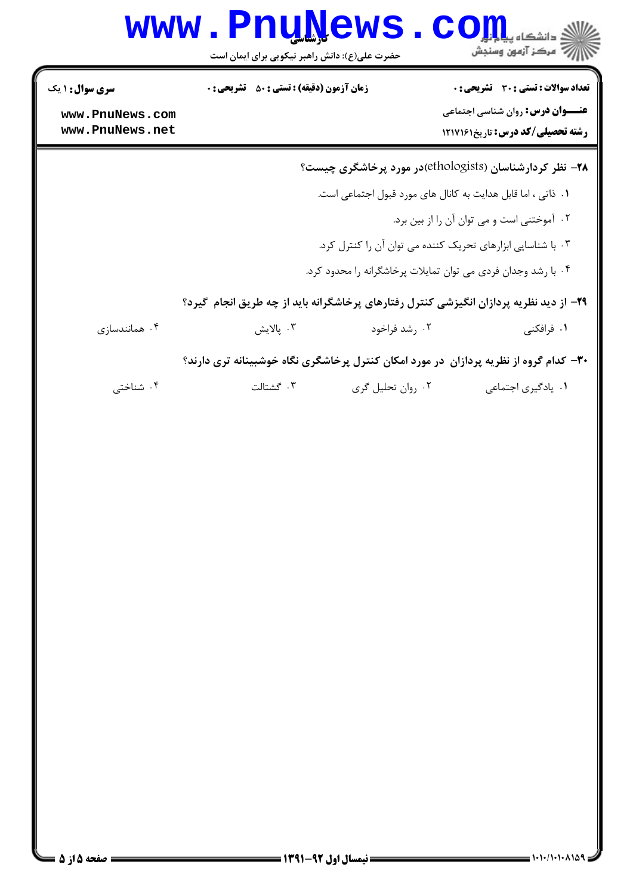**۲۸- نظر کردارشناسان (ethologists)در مورد پرخاشگری چیست؟**

۱. ذاتی ، اما قابل هدایت به کانال های مورد قبول اجتماعی است.

۲. آموختنی است و می توان آن را از بین برد.

۳. با شناسایی ابزارهای تحریک کننده می توان آن را کنترل کرد.

۴. با رشد وجدان فردی می توان تمایلات پرخاشگرانه را محدود کرد.

**۲۹- از دید نظریه پردازان انگیزشی کنترل رفتارهای پرخاشگرانه باید از چه طریق انجام گیرد؟**

۱. فرافکنی ۲. رشد فراخود ۳. پالایش ۴. همانندسازی

**۳۰- کدام گروه از نظریه پردازان در مورد امکان کنترل پرخاشگری نگاه خوشبینانه تری دارند؟**

۱. یادگیری اجتماعی ۲. روان تحلیل گری ۳. گشتالت ۴. شناختی